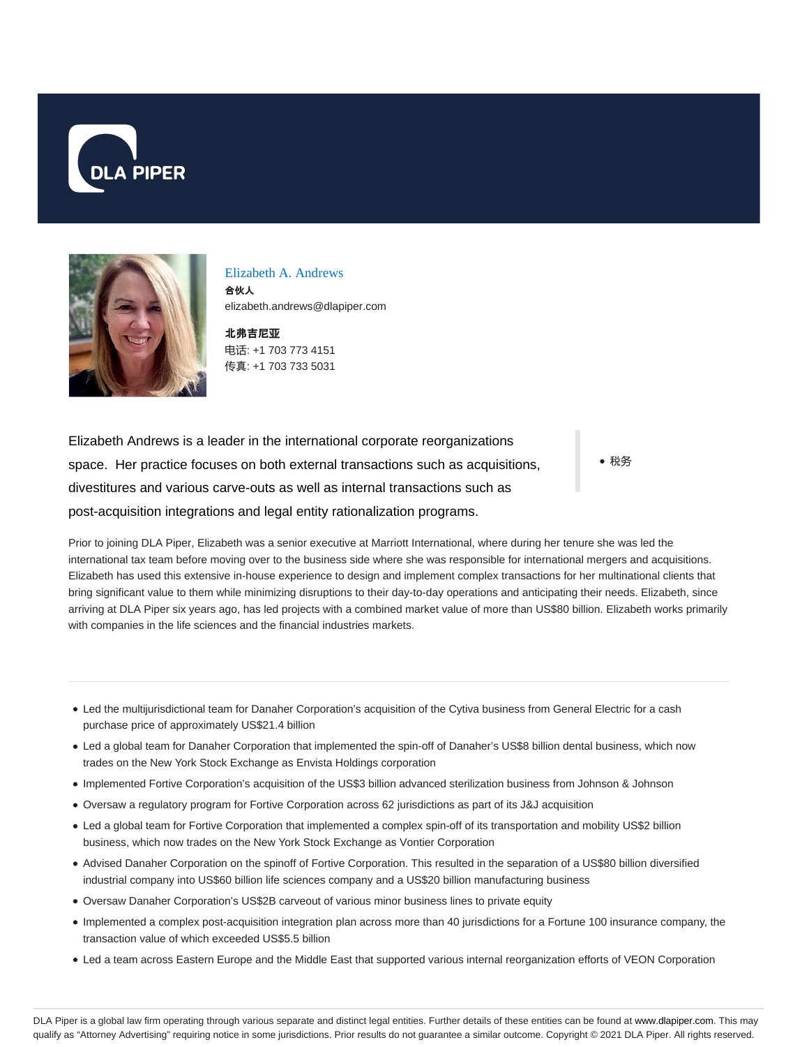DLA PIPER

# Elizabeth A. Andrews

**合伙人**

elizabeth.andrews@dlapiper.com

**北弗吉尼亚**

电话: +1 703 773 4151

传真: +1 703 733 5031

Elizabeth Andrews is a leader in the international corporate reorganizations space. Her practice focuses on both external transactions such as acquisitions, divestitures and various carve-outs as well as internal transactions such as post-acquisition integrations and legal entity rationalization programs.

- 税务

Prior to joining DLA Piper, Elizabeth was a senior executive at Marriott International, where during her tenure she was led the international tax team before moving over to the business side where she was responsible for international mergers and acquisitions. Elizabeth has used this extensive in-house experience to design and implement complex transactions for her multinational clients that bring significant value to them while minimizing disruptions to their day-to-day operations and anticipating their needs. Elizabeth, since arriving at DLA Piper six years ago, has led projects with a combined market value of more than US$80 billion. Elizabeth works primarily with companies in the life sciences and the financial industries markets.

---

- Led the multijurisdictional team for Danaher Corporation's acquisition of the Cytiva business from General Electric for a cash purchase price of approximately US$21.4 billion
- Led a global team for Danaher Corporation that implemented the spin-off of Danaher's US$8 billion dental business, which now trades on the New York Stock Exchange as Envista Holdings corporation
- Implemented Fortive Corporation's acquisition of the US$3 billion advanced sterilization business from Johnson & Johnson
- Oversaw a regulatory program for Fortive Corporation across 62 jurisdictions as part of its J&J acquisition
- Led a global team for Fortive Corporation that implemented a complex spin-off of its transportation and mobility US$2 billion business, which now trades on the New York Stock Exchange as Vontier Corporation
- Advised Danaher Corporation on the spinoff of Fortive Corporation. This resulted in the separation of a US$80 billion diversified industrial company into US$60 billion life sciences company and a US$20 billion manufacturing business
- Oversaw Danaher Corporation's US$2B carveout of various minor business lines to private equity
- Implemented a complex post-acquisition integration plan across more than 40 jurisdictions for a Fortune 100 insurance company, the transaction value of which exceeded US$5.5 billion
- Led a team across Eastern Europe and the Middle East that supported various internal reorganization efforts of VEON Corporation

DLA Piper is a global law firm operating through various separate and distinct legal entities. Further details of these entities can be found at www.dlapiper.com. This may qualify as "Attorney Advertising" requiring notice in some jurisdictions. Prior results do not guarantee a similar outcome. Copyright © 2021 DLA Piper. All rights reserved.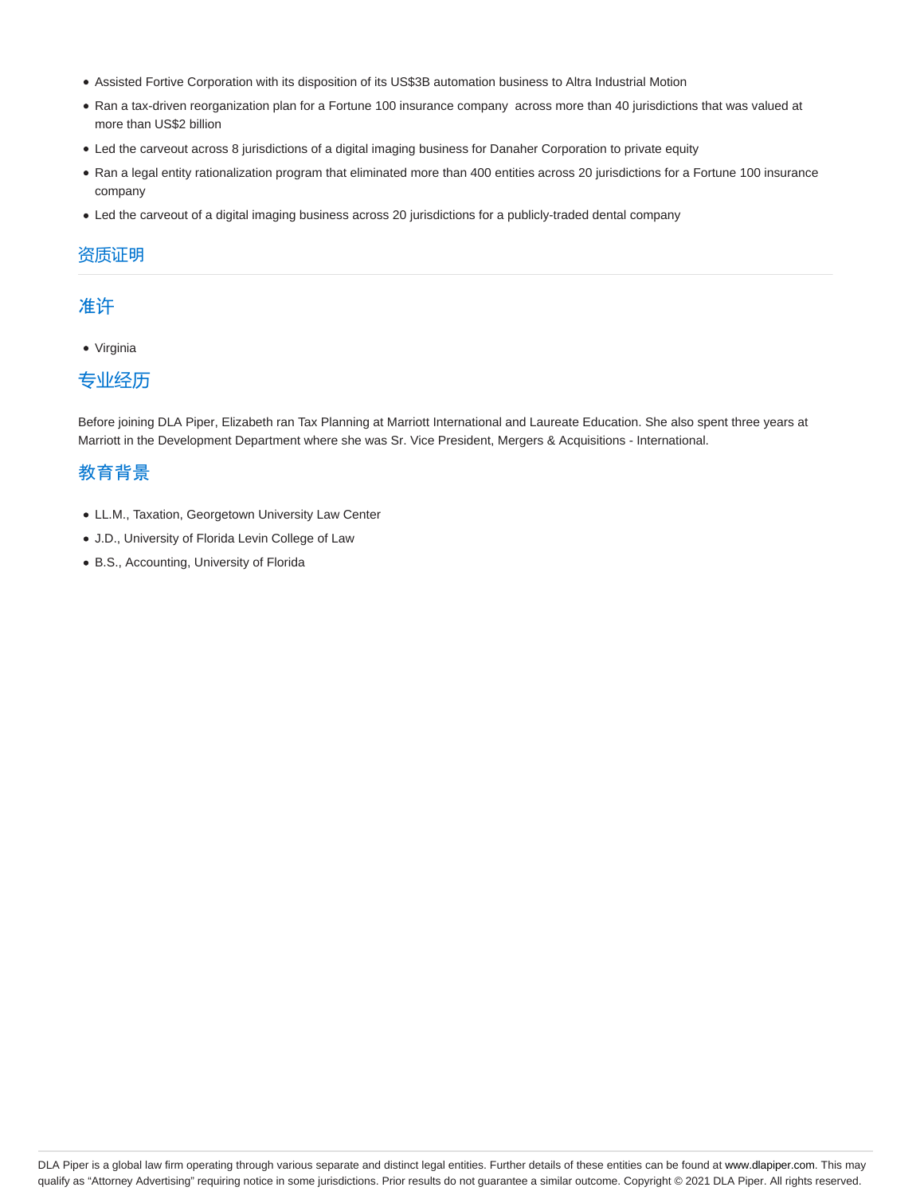- Assisted Fortive Corporation with its disposition of its US$3B automation business to Altra Industrial Motion
- Ran a tax-driven reorganization plan for a Fortune 100 insurance company  across more than 40 jurisdictions that was valued at more than US$2 billion
- Led the carveout across 8 jurisdictions of a digital imaging business for Danaher Corporation to private equity
- Ran a legal entity rationalization program that eliminated more than 400 entities across 20 jurisdictions for a Fortune 100 insurance company
- Led the carveout of a digital imaging business across 20 jurisdictions for a publicly-traded dental company

## 资质证明

### 准许

- Virginia

## 专业经历

Before joining DLA Piper, Elizabeth ran Tax Planning at Marriott International and Laureate Education. She also spent three years at Marriott in the Development Department where she was Sr. Vice President, Mergers & Acquisitions - International.

## 教育背景

- LL.M., Taxation, Georgetown University Law Center
- J.D., University of Florida Levin College of Law
- B.S., Accounting, University of Florida

DLA Piper is a global law firm operating through various separate and distinct legal entities. Further details of these entities can be found at www.dlapiper.com. This may qualify as “Attorney Advertising” requiring notice in some jurisdictions. Prior results do not guarantee a similar outcome. Copyright © 2021 DLA Piper. All rights reserved.